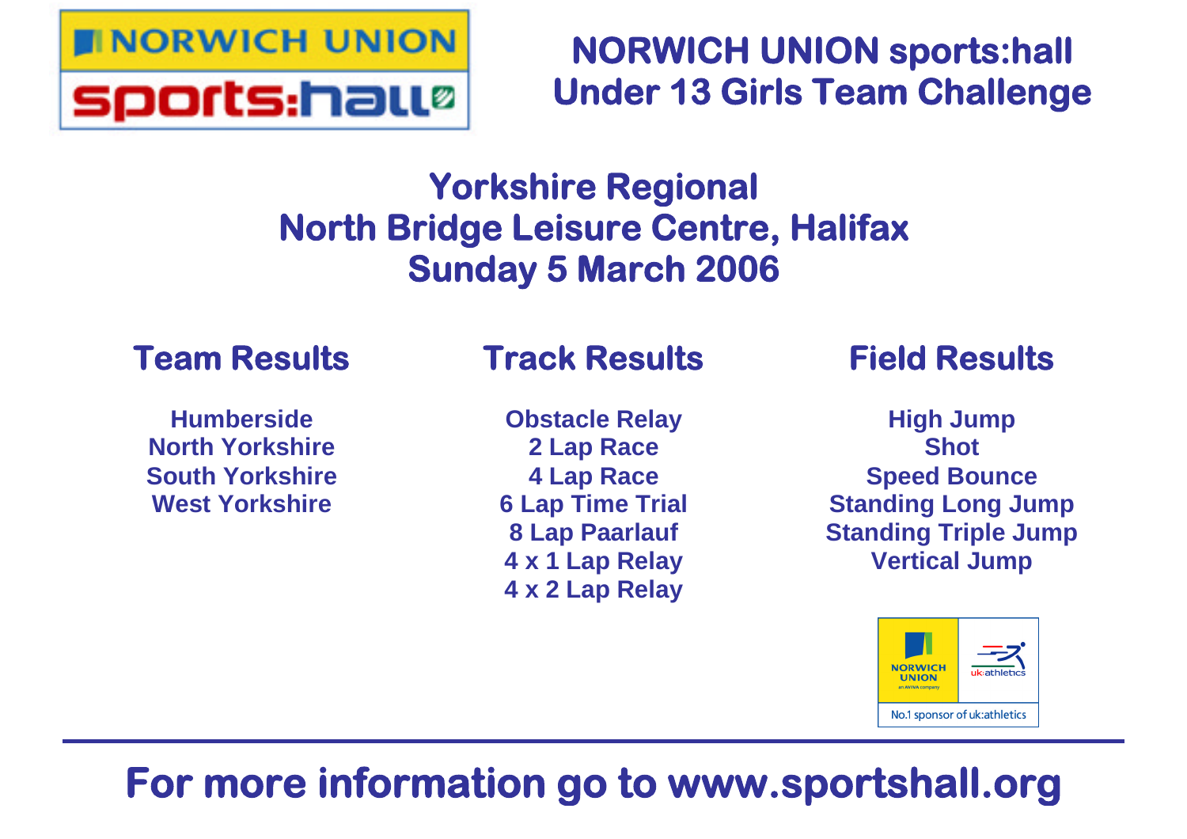# NORWICH UNION sports:hall
# Under 13 Girls Team Challenge

## Yorkshire Regional
## North Bridge Leisure Centre, Halifax
## Sunday 5 March 2006

### Team Results

**Humberside**
**North Yorkshire**
**South Yorkshire**
**West Yorkshire**

### Track Results

**Obstacle Relay**
**2 Lap Race**
**4 Lap Race**
**6 Lap Time Trial**
**8 Lap Paarlauf**
**4 x 1 Lap Relay**
**4 x 2 Lap Relay**

### Field Results

**High Jump**
**Shot**
**Speed Bounce**
**Standing Long Jump**
**Standing Triple Jump**
**Vertical Jump**

NORWICH UNION an AVIVA company | uk:athletics

No.1 sponsor of uk:athletics

---

## For more information go to www.sportshall.org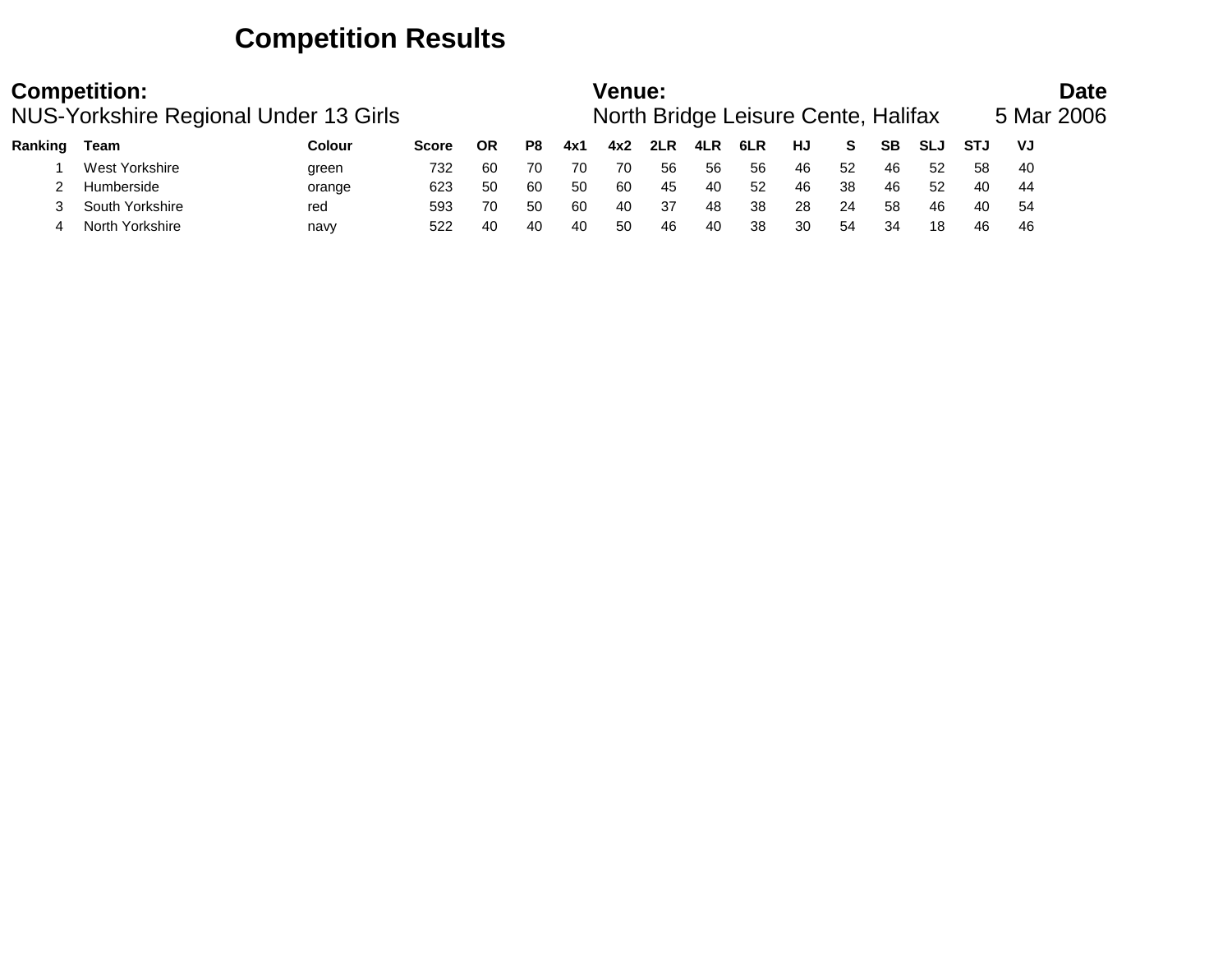# Competition Results

**Competition:**
NUS-Yorkshire Regional Under 13 Girls

**Venue:**
North Bridge Leisure Cente, Halifax

**Date**
5 Mar 2006

| Ranking | Team | Colour | Score | OR | P8 | 4x1 | 4x2 | 2LR | 4LR | 6LR | HJ | S | SB | SLJ | STJ | VJ |
|---|---|---|---|---|---|---|---|---|---|---|---|---|---|---|---|---|
| 1 | West Yorkshire | green | 732 | 60 | 70 | 70 | 70 | 56 | 56 | 56 | 46 | 52 | 46 | 52 | 58 | 40 |
| 2 | Humberside | orange | 623 | 50 | 60 | 50 | 60 | 45 | 40 | 52 | 46 | 38 | 46 | 52 | 40 | 44 |
| 3 | South Yorkshire | red | 593 | 70 | 50 | 60 | 40 | 37 | 48 | 38 | 28 | 24 | 58 | 46 | 40 | 54 |
| 4 | North Yorkshire | navy | 522 | 40 | 40 | 40 | 50 | 46 | 40 | 38 | 30 | 54 | 34 | 18 | 46 | 46 |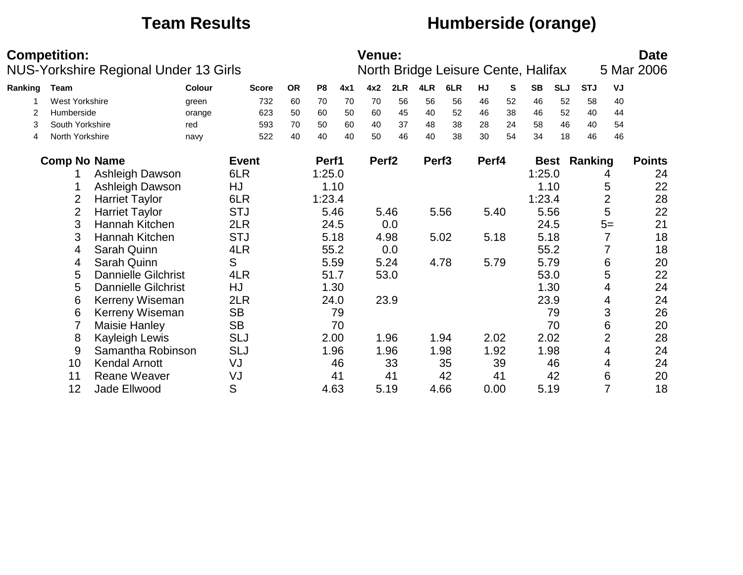# Team Results    Humberside (orange)

**Competition:** NUS-Yorkshire Regional Under 13 Girls

**Venue:** North Bridge Leisure Cente, Halifax

**Date** 5 Mar 2006

| Ranking | Team | Colour | Score | OR | P8 | 4x1 | 4x2 | 2LR | 4LR | 6LR | HJ | S | SB | SLJ | STJ | VJ |
|---|---|---|---|---|---|---|---|---|---|---|---|---|---|---|---|---|
| 1 | West Yorkshire | green | 732 | 60 | 70 | 70 | 70 | 56 | 56 | 56 | 46 | 52 | 46 | 52 | 58 | 40 |
| 2 | Humberside | orange | 623 | 50 | 60 | 50 | 60 | 45 | 40 | 52 | 46 | 38 | 46 | 52 | 40 | 44 |
| 3 | South Yorkshire | red | 593 | 70 | 50 | 60 | 40 | 37 | 48 | 38 | 28 | 24 | 58 | 46 | 40 | 54 |
| 4 | North Yorkshire | navy | 522 | 40 | 40 | 40 | 50 | 46 | 40 | 38 | 30 | 54 | 34 | 18 | 46 | 46 |

| Comp No | Name | Event | Perf1 | Perf2 | Perf3 | Perf4 | Best | Ranking | Points |
|---|---|---|---|---|---|---|---|---|---|
| 1 | Ashleigh Dawson | 6LR | 1:25.0 | | | | 1:25.0 | 4 | 24 |
| 1 | Ashleigh Dawson | HJ | 1.10 | | | | 1.10 | 5 | 22 |
| 2 | Harriet Taylor | 6LR | 1:23.4 | | | | 1:23.4 | 2 | 28 |
| 2 | Harriet Taylor | STJ | 5.46 | 5.46 | 5.56 | 5.40 | 5.56 | 5 | 22 |
| 3 | Hannah Kitchen | 2LR | 24.5 | 0.0 | | | 24.5 | 5= | 21 |
| 3 | Hannah Kitchen | STJ | 5.18 | 4.98 | 5.02 | 5.18 | 5.18 | 7 | 18 |
| 4 | Sarah Quinn | 4LR | 55.2 | 0.0 | | | 55.2 | 7 | 18 |
| 4 | Sarah Quinn | S | 5.59 | 5.24 | 4.78 | 5.79 | 5.79 | 6 | 20 |
| 5 | Dannielle Gilchrist | 4LR | 51.7 | 53.0 | | | 53.0 | 5 | 22 |
| 5 | Dannielle Gilchrist | HJ | 1.30 | | | | 1.30 | 4 | 24 |
| 6 | Kerreny Wiseman | 2LR | 24.0 | 23.9 | | | 23.9 | 4 | 24 |
| 6 | Kerreny Wiseman | SB | 79 | | | | 79 | 3 | 26 |
| 7 | Maisie Hanley | SB | 70 | | | | 70 | 6 | 20 |
| 8 | Kayleigh Lewis | SLJ | 2.00 | 1.96 | 1.94 | 2.02 | 2.02 | 2 | 28 |
| 9 | Samantha Robinson | SLJ | 1.96 | 1.96 | 1.98 | 1.92 | 1.98 | 4 | 24 |
| 10 | Kendal Arnott | VJ | 46 | 33 | 35 | 39 | 46 | 4 | 24 |
| 11 | Reane Weaver | VJ | 41 | 41 | 42 | 41 | 42 | 6 | 20 |
| 12 | Jade Ellwood | S | 4.63 | 5.19 | 4.66 | 0.00 | 5.19 | 7 | 18 |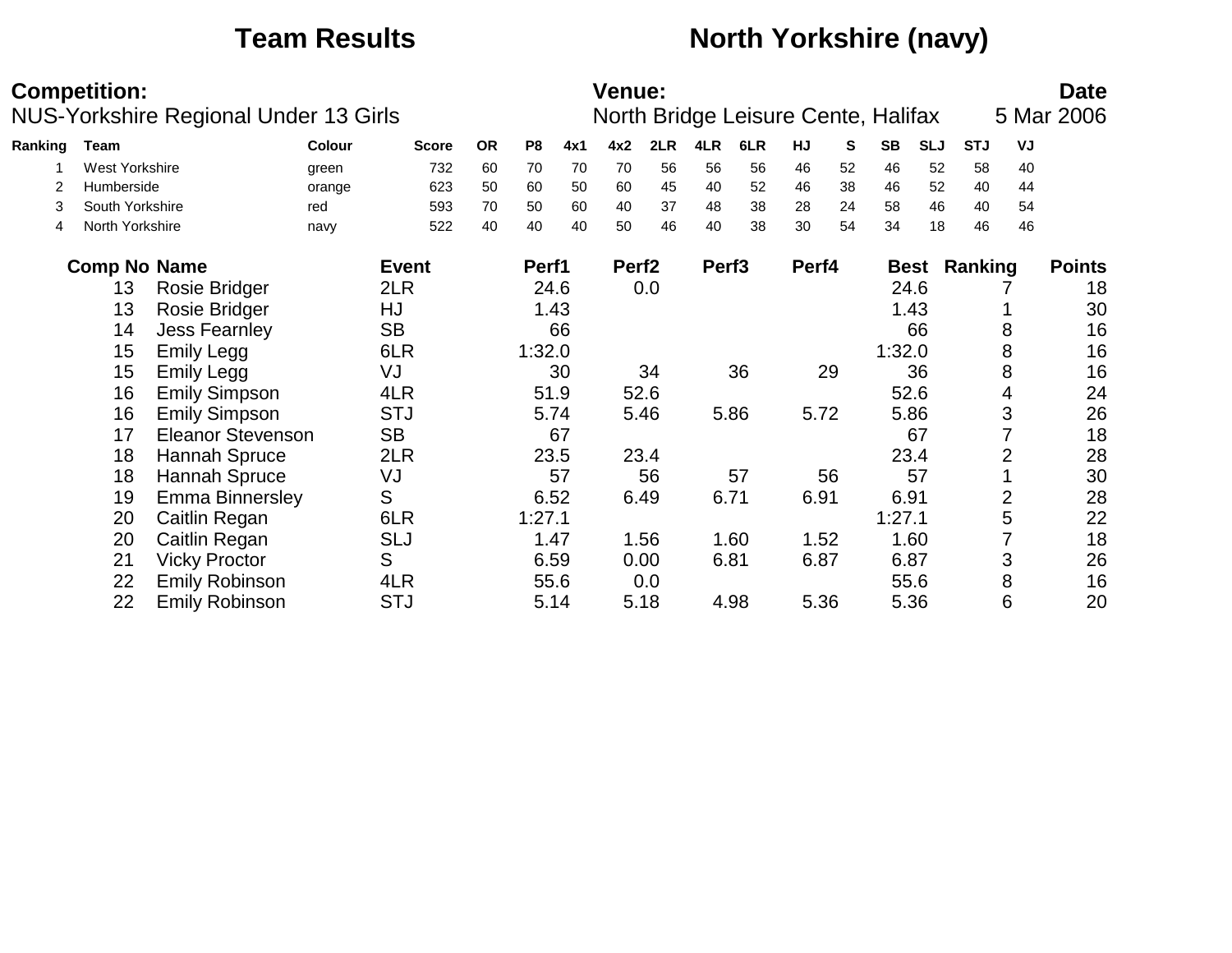# Team Results North Yorkshire (navy)

**Competition:**
NUS-Yorkshire Regional Under 13 Girls

**Venue:**
North Bridge Leisure Cente, Halifax

**Date**
5 Mar 2006

| Ranking | Team | Colour | Score | OR | P8 | 4x1 | 4x2 | 2LR | 4LR | 6LR | HJ | S | SB | SLJ | STJ | VJ |
|---|---|---|---|---|---|---|---|---|---|---|---|---|---|---|---|---|
| 1 | West Yorkshire | green | 732 | 60 | 70 | 70 | 70 | 56 | 56 | 56 | 46 | 52 | 46 | 52 | 58 | 40 |
| 2 | Humberside | orange | 623 | 50 | 60 | 50 | 60 | 45 | 40 | 52 | 46 | 38 | 46 | 52 | 40 | 44 |
| 3 | South Yorkshire | red | 593 | 70 | 50 | 60 | 40 | 37 | 48 | 38 | 28 | 24 | 58 | 46 | 40 | 54 |
| 4 | North Yorkshire | navy | 522 | 40 | 40 | 40 | 50 | 46 | 40 | 38 | 30 | 54 | 34 | 18 | 46 | 46 |

| Comp No | Name | Event | Perf1 | Perf2 | Perf3 | Perf4 | Best | Ranking | Points |
|---|---|---|---|---|---|---|---|---|---|
| 13 | Rosie Bridger | 2LR | 24.6 | 0.0 | | | 24.6 | 7 | 18 |
| 13 | Rosie Bridger | HJ | 1.43 | | | | 1.43 | 1 | 30 |
| 14 | Jess Fearnley | SB | 66 | | | | 66 | 8 | 16 |
| 15 | Emily Legg | 6LR | 1:32.0 | | | | 1:32.0 | 8 | 16 |
| 15 | Emily Legg | VJ | 30 | 34 | 36 | 29 | 36 | 8 | 16 |
| 16 | Emily Simpson | 4LR | 51.9 | 52.6 | | | 52.6 | 4 | 24 |
| 16 | Emily Simpson | STJ | 5.74 | 5.46 | 5.86 | 5.72 | 5.86 | 3 | 26 |
| 17 | Eleanor Stevenson | SB | 67 | | | | 67 | 7 | 18 |
| 18 | Hannah Spruce | 2LR | 23.5 | 23.4 | | | 23.4 | 2 | 28 |
| 18 | Hannah Spruce | VJ | 57 | 56 | 57 | 56 | 57 | 1 | 30 |
| 19 | Emma Binnersley | S | 6.52 | 6.49 | 6.71 | 6.91 | 6.91 | 2 | 28 |
| 20 | Caitlin Regan | 6LR | 1:27.1 | | | | 1:27.1 | 5 | 22 |
| 20 | Caitlin Regan | SLJ | 1.47 | 1.56 | 1.60 | 1.52 | 1.60 | 7 | 18 |
| 21 | Vicky Proctor | S | 6.59 | 0.00 | 6.81 | 6.87 | 6.87 | 3 | 26 |
| 22 | Emily Robinson | 4LR | 55.6 | 0.0 | | | 55.6 | 8 | 16 |
| 22 | Emily Robinson | STJ | 5.14 | 5.18 | 4.98 | 5.36 | 5.36 | 6 | 20 |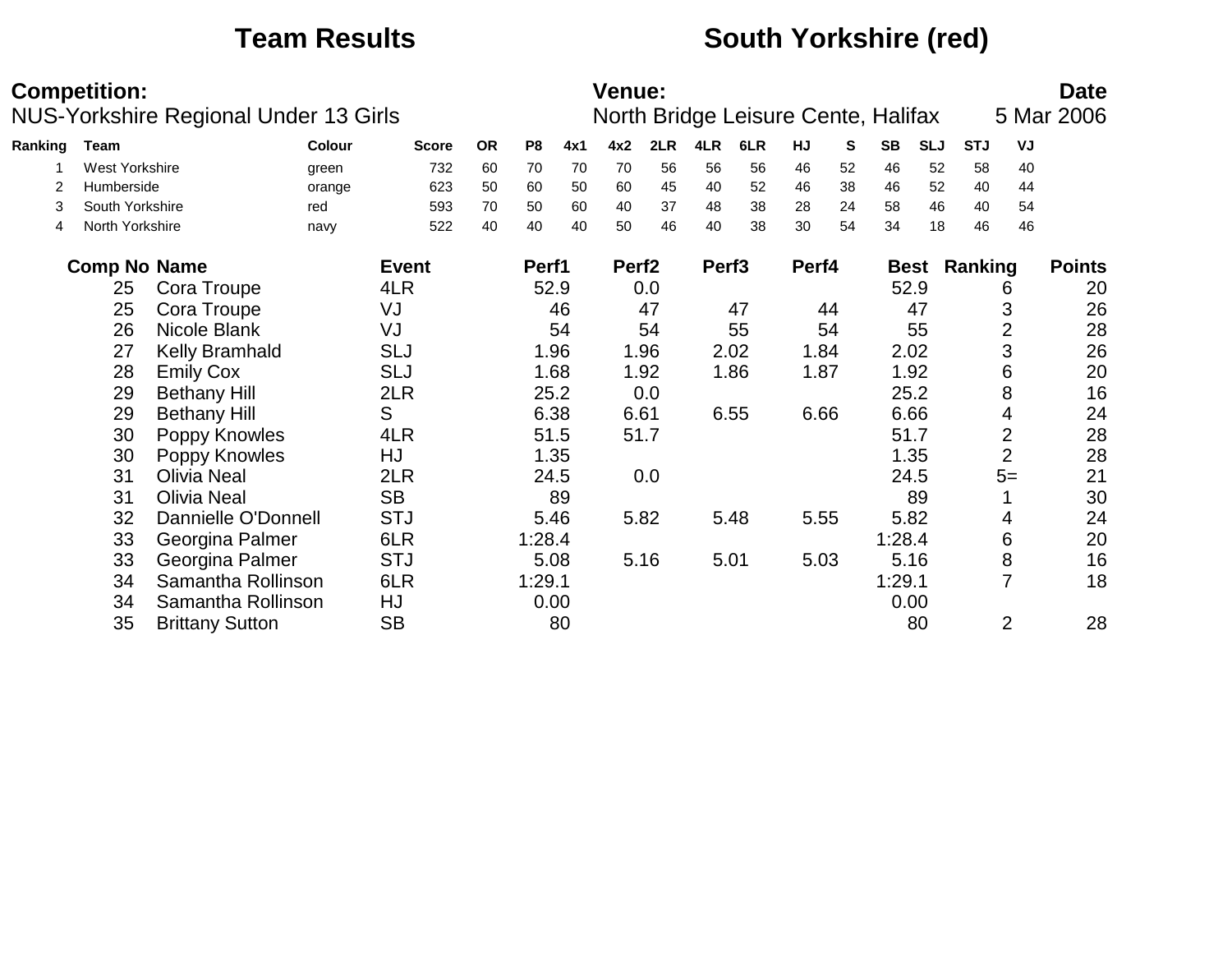# Team Results — South Yorkshire (red)

**Competition:**
NUS-Yorkshire Regional Under 13 Girls

**Venue:**
North Bridge Leisure Cente, Halifax

**Date**
5 Mar 2006

| Ranking | Team | Colour | Score | OR | P8 | 4x1 | 4x2 | 2LR | 4LR | 6LR | HJ | S | SB | SLJ | STJ | VJ |
|---|---|---|---|---|---|---|---|---|---|---|---|---|---|---|---|---|
| 1 | West Yorkshire | green | 732 | 60 | 70 | 70 | 70 | 56 | 56 | 56 | 46 | 52 | 46 | 52 | 58 | 40 |
| 2 | Humberside | orange | 623 | 50 | 60 | 50 | 60 | 45 | 40 | 52 | 46 | 38 | 46 | 52 | 40 | 44 |
| 3 | South Yorkshire | red | 593 | 70 | 50 | 60 | 40 | 37 | 48 | 38 | 28 | 24 | 58 | 46 | 40 | 54 |
| 4 | North Yorkshire | navy | 522 | 40 | 40 | 40 | 50 | 46 | 40 | 38 | 30 | 54 | 34 | 18 | 46 | 46 |

| Comp No | Name | Event | Perf1 | Perf2 | Perf3 | Perf4 | Best | Ranking | Points |
|---|---|---|---|---|---|---|---|---|---|
| 25 | Cora Troupe | 4LR | 52.9 | 0.0 | | | 52.9 | 6 | 20 |
| 25 | Cora Troupe | VJ | 46 | 47 | 47 | 44 | 47 | 3 | 26 |
| 26 | Nicole Blank | VJ | 54 | 54 | 55 | 54 | 55 | 2 | 28 |
| 27 | Kelly Bramhald | SLJ | 1.96 | 1.96 | 2.02 | 1.84 | 2.02 | 3 | 26 |
| 28 | Emily Cox | SLJ | 1.68 | 1.92 | 1.86 | 1.87 | 1.92 | 6 | 20 |
| 29 | Bethany Hill | 2LR | 25.2 | 0.0 | | | 25.2 | 8 | 16 |
| 29 | Bethany Hill | S | 6.38 | 6.61 | 6.55 | 6.66 | 6.66 | 4 | 24 |
| 30 | Poppy Knowles | 4LR | 51.5 | 51.7 | | | 51.7 | 2 | 28 |
| 30 | Poppy Knowles | HJ | 1.35 | | | | 1.35 | 2 | 28 |
| 31 | Olivia Neal | 2LR | 24.5 | 0.0 | | | 24.5 | 5= | 21 |
| 31 | Olivia Neal | SB | 89 | | | | 89 | 1 | 30 |
| 32 | Dannielle O'Donnell | STJ | 5.46 | 5.82 | 5.48 | 5.55 | 5.82 | 4 | 24 |
| 33 | Georgina Palmer | 6LR | 1:28.4 | | | | 1:28.4 | 6 | 20 |
| 33 | Georgina Palmer | STJ | 5.08 | 5.16 | 5.01 | 5.03 | 5.16 | 8 | 16 |
| 34 | Samantha Rollinson | 6LR | 1:29.1 | | | | 1:29.1 | 7 | 18 |
| 34 | Samantha Rollinson | HJ | 0.00 | | | | 0.00 | | |
| 35 | Brittany Sutton | SB | 80 | | | | 80 | 2 | 28 |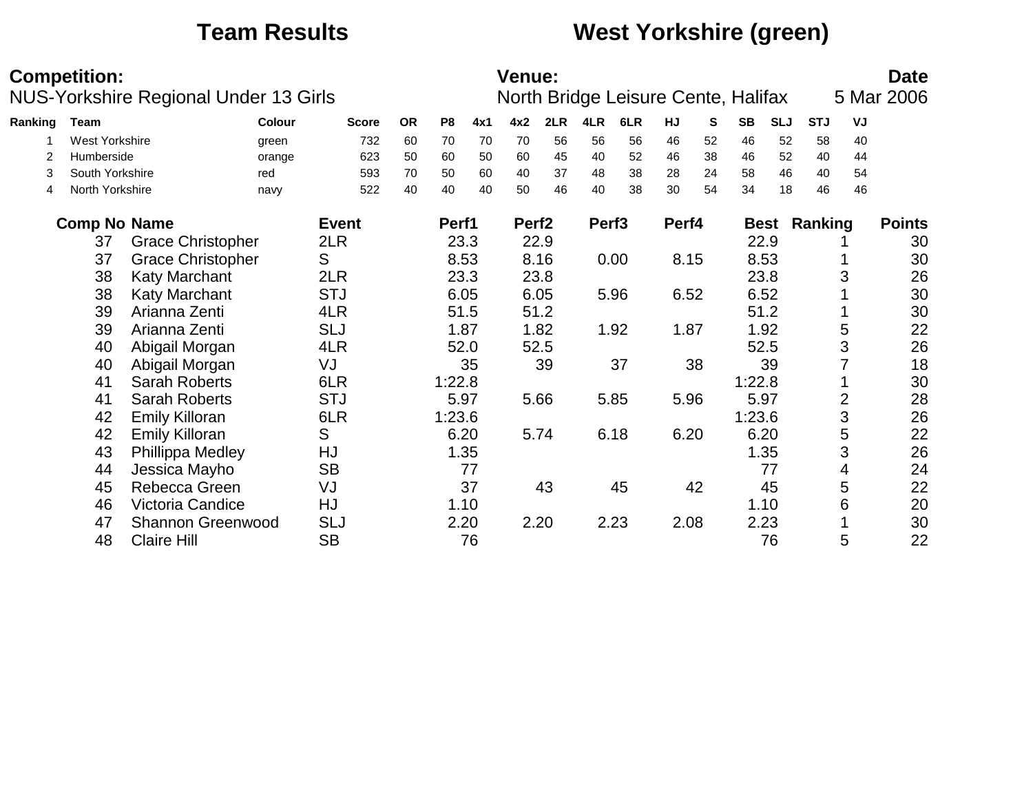# Team Results — West Yorkshire (green)

**Competition:** NUS-Yorkshire Regional Under 13 Girls

**Venue:** North Bridge Leisure Cente, Halifax

**Date:** 5 Mar 2006

| Ranking | Team | Colour | Score | OR | P8 | 4x1 | 4x2 | 2LR | 4LR | 6LR | HJ | S | SB | SLJ | STJ | VJ |
|---|---|---|---|---|---|---|---|---|---|---|---|---|---|---|---|---|
| 1 | West Yorkshire | green | 732 | 60 | 70 | 70 | 70 | 56 | 56 | 56 | 46 | 52 | 46 | 52 | 58 | 40 |
| 2 | Humberside | orange | 623 | 50 | 60 | 50 | 60 | 45 | 40 | 52 | 46 | 38 | 46 | 52 | 40 | 44 |
| 3 | South Yorkshire | red | 593 | 70 | 50 | 60 | 40 | 37 | 48 | 38 | 28 | 24 | 58 | 46 | 40 | 54 |
| 4 | North Yorkshire | navy | 522 | 40 | 40 | 40 | 50 | 46 | 40 | 38 | 30 | 54 | 34 | 18 | 46 | 46 |

| Comp No | Name | Event | Perf1 | Perf2 | Perf3 | Perf4 | Best | Ranking | Points |
|---|---|---|---|---|---|---|---|---|---|
| 37 | Grace Christopher | 2LR | 23.3 | 22.9 | | | 22.9 | 1 | 30 |
| 37 | Grace Christopher | S | 8.53 | 8.16 | 0.00 | 8.15 | 8.53 | 1 | 30 |
| 38 | Katy Marchant | 2LR | 23.3 | 23.8 | | | 23.8 | 3 | 26 |
| 38 | Katy Marchant | STJ | 6.05 | 6.05 | 5.96 | 6.52 | 6.52 | 1 | 30 |
| 39 | Arianna Zenti | 4LR | 51.5 | 51.2 | | | 51.2 | 1 | 30 |
| 39 | Arianna Zenti | SLJ | 1.87 | 1.82 | 1.92 | 1.87 | 1.92 | 5 | 22 |
| 40 | Abigail Morgan | 4LR | 52.0 | 52.5 | | | 52.5 | 3 | 26 |
| 40 | Abigail Morgan | VJ | 35 | 39 | 37 | 38 | 39 | 7 | 18 |
| 41 | Sarah Roberts | 6LR | 1:22.8 | | | | 1:22.8 | 1 | 30 |
| 41 | Sarah Roberts | STJ | 5.97 | 5.66 | 5.85 | 5.96 | 5.97 | 2 | 28 |
| 42 | Emily Killoran | 6LR | 1:23.6 | | | | 1:23.6 | 3 | 26 |
| 42 | Emily Killoran | S | 6.20 | 5.74 | 6.18 | 6.20 | 6.20 | 5 | 22 |
| 43 | Phillippa Medley | HJ | 1.35 | | | | 1.35 | 3 | 26 |
| 44 | Jessica Mayho | SB | 77 | | | | 77 | 4 | 24 |
| 45 | Rebecca Green | VJ | 37 | 43 | 45 | 42 | 45 | 5 | 22 |
| 46 | Victoria Candice | HJ | 1.10 | | | | 1.10 | 6 | 20 |
| 47 | Shannon Greenwood | SLJ | 2.20 | 2.20 | 2.23 | 2.08 | 2.23 | 1 | 30 |
| 48 | Claire Hill | SB | 76 | | | | 76 | 5 | 22 |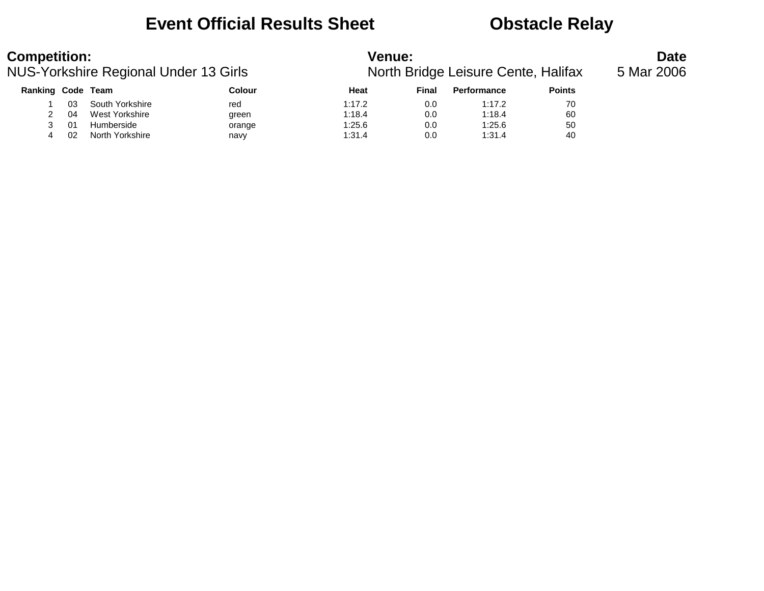# Event Official Results Sheet — Obstacle Relay

**Competition:**
NUS-Yorkshire Regional Under 13 Girls

**Venue:**
North Bridge Leisure Cente, Halifax

**Date**
5 Mar 2006

| Ranking | Code | Team | Colour | Heat | Final | Performance | Points |
|---|---|---|---|---|---|---|---|
| 1 | 03 | South Yorkshire | red | 1:17.2 | 0.0 | 1:17.2 | 70 |
| 2 | 04 | West Yorkshire | green | 1:18.4 | 0.0 | 1:18.4 | 60 |
| 3 | 01 | Humberside | orange | 1:25.6 | 0.0 | 1:25.6 | 50 |
| 4 | 02 | North Yorkshire | navy | 1:31.4 | 0.0 | 1:31.4 | 40 |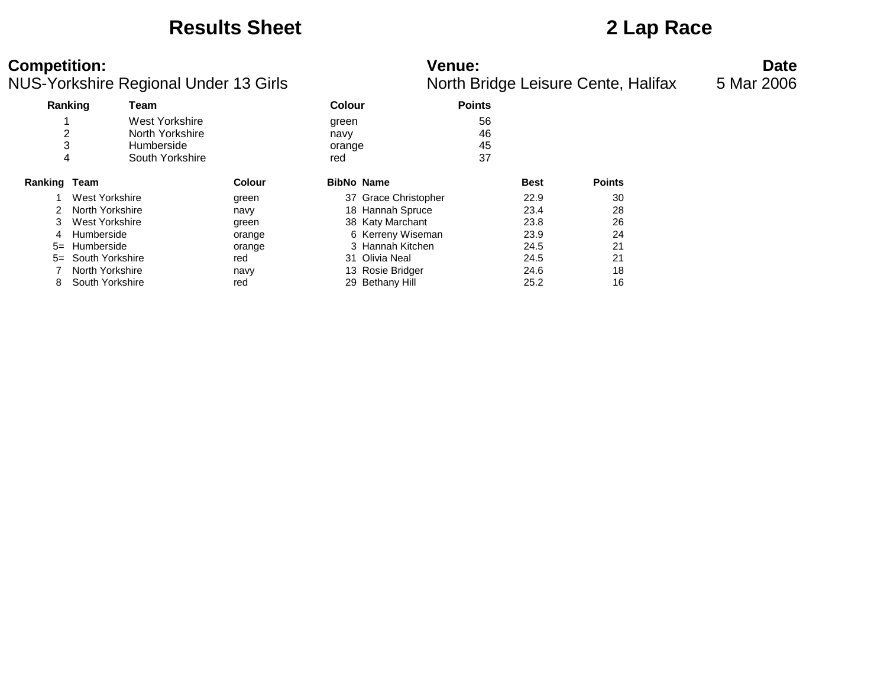# Results Sheet

# 2 Lap Race

**Competition:**
NUS-Yorkshire Regional Under 13 Girls

**Venue:**
North Bridge Leisure Cente, Halifax

**Date**
5 Mar 2006

| Ranking | Team | Colour | Points |
|---|---|---|---|
| 1 | West Yorkshire | green | 56 |
| 2 | North Yorkshire | navy | 46 |
| 3 | Humberside | orange | 45 |
| 4 | South Yorkshire | red | 37 |

| Ranking | Team | Colour | BibNo | Name | Best | Points |
|---|---|---|---|---|---|---|
| 1 | West Yorkshire | green | 37 | Grace Christopher | 22.9 | 30 |
| 2 | North Yorkshire | navy | 18 | Hannah Spruce | 23.4 | 28 |
| 3 | West Yorkshire | green | 38 | Katy Marchant | 23.8 | 26 |
| 4 | Humberside | orange | 6 | Kerreny Wiseman | 23.9 | 24 |
| 5= | Humberside | orange | 3 | Hannah Kitchen | 24.5 | 21 |
| 5= | South Yorkshire | red | 31 | Olivia Neal | 24.5 | 21 |
| 7 | North Yorkshire | navy | 13 | Rosie Bridger | 24.6 | 18 |
| 8 | South Yorkshire | red | 29 | Bethany Hill | 25.2 | 16 |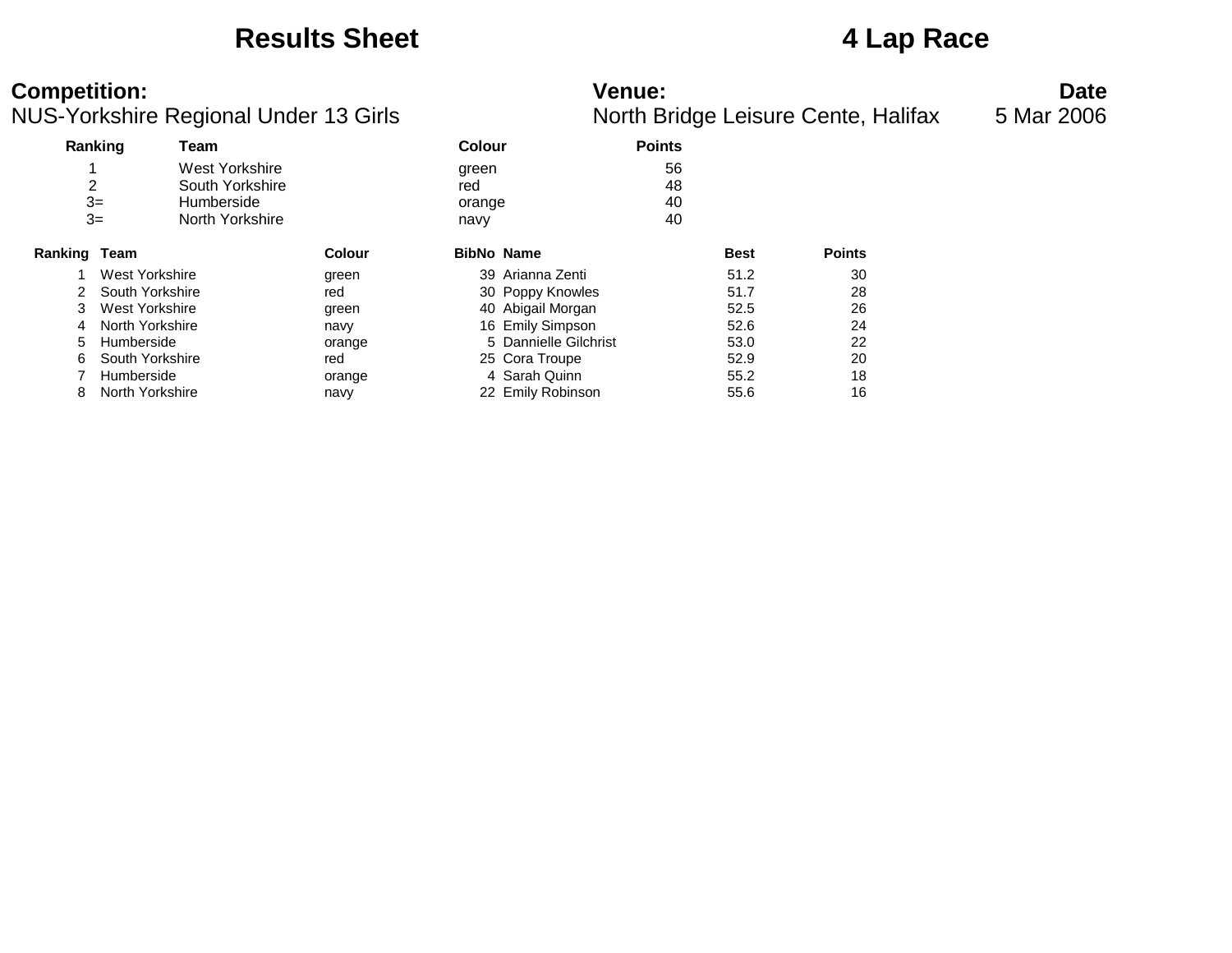# Results Sheet

# 4 Lap Race

**Competition:**
NUS-Yorkshire Regional Under 13 Girls

**Venue:**
North Bridge Leisure Cente, Halifax

**Date**
5 Mar 2006

| Ranking | Team | Colour | Points |
|---|---|---|---|
| 1 | West Yorkshire | green | 56 |
| 2 | South Yorkshire | red | 48 |
| 3= | Humberside | orange | 40 |
| 3= | North Yorkshire | navy | 40 |

| Ranking | Team | Colour | BibNo | Name | Best | Points |
|---|---|---|---|---|---|---|
| 1 | West Yorkshire | green | 39 | Arianna Zenti | 51.2 | 30 |
| 2 | South Yorkshire | red | 30 | Poppy Knowles | 51.7 | 28 |
| 3 | West Yorkshire | green | 40 | Abigail Morgan | 52.5 | 26 |
| 4 | North Yorkshire | navy | 16 | Emily Simpson | 52.6 | 24 |
| 5 | Humberside | orange | 5 | Dannielle Gilchrist | 53.0 | 22 |
| 6 | South Yorkshire | red | 25 | Cora Troupe | 52.9 | 20 |
| 7 | Humberside | orange | 4 | Sarah Quinn | 55.2 | 18 |
| 8 | North Yorkshire | navy | 22 | Emily Robinson | 55.6 | 16 |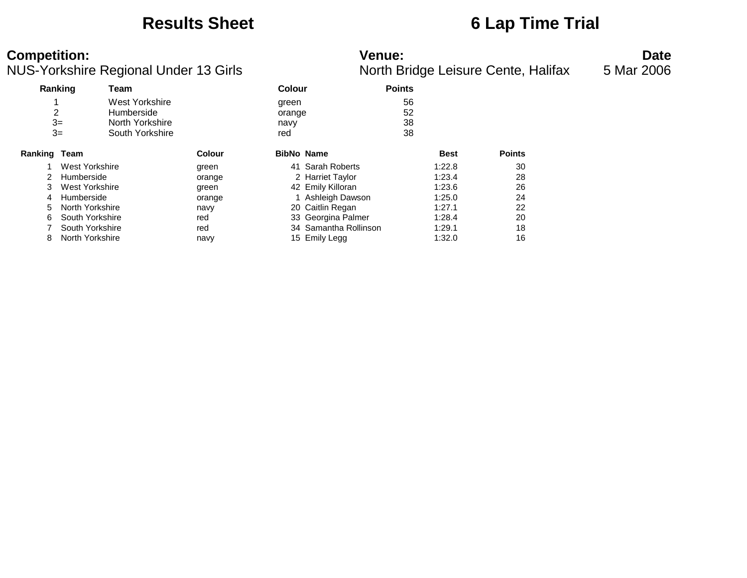# Results Sheet

# 6 Lap Time Trial

**Competition:**
NUS-Yorkshire Regional Under 13 Girls

**Venue:**
North Bridge Leisure Cente, Halifax

**Date**
5 Mar 2006

| Ranking | Team | Colour | Points |
|---|---|---|---|
| 1 | West Yorkshire | green | 56 |
| 2 | Humberside | orange | 52 |
| 3= | North Yorkshire | navy | 38 |
| 3= | South Yorkshire | red | 38 |

| Ranking | Team | Colour | BibNo | Name | Best | Points |
|---|---|---|---|---|---|---|
| 1 | West Yorkshire | green | 41 | Sarah Roberts | 1:22.8 | 30 |
| 2 | Humberside | orange | 2 | Harriet Taylor | 1:23.4 | 28 |
| 3 | West Yorkshire | green | 42 | Emily Killoran | 1:23.6 | 26 |
| 4 | Humberside | orange | 1 | Ashleigh Dawson | 1:25.0 | 24 |
| 5 | North Yorkshire | navy | 20 | Caitlin Regan | 1:27.1 | 22 |
| 6 | South Yorkshire | red | 33 | Georgina Palmer | 1:28.4 | 20 |
| 7 | South Yorkshire | red | 34 | Samantha Rollinson | 1:29.1 | 18 |
| 8 | North Yorkshire | navy | 15 | Emily Legg | 1:32.0 | 16 |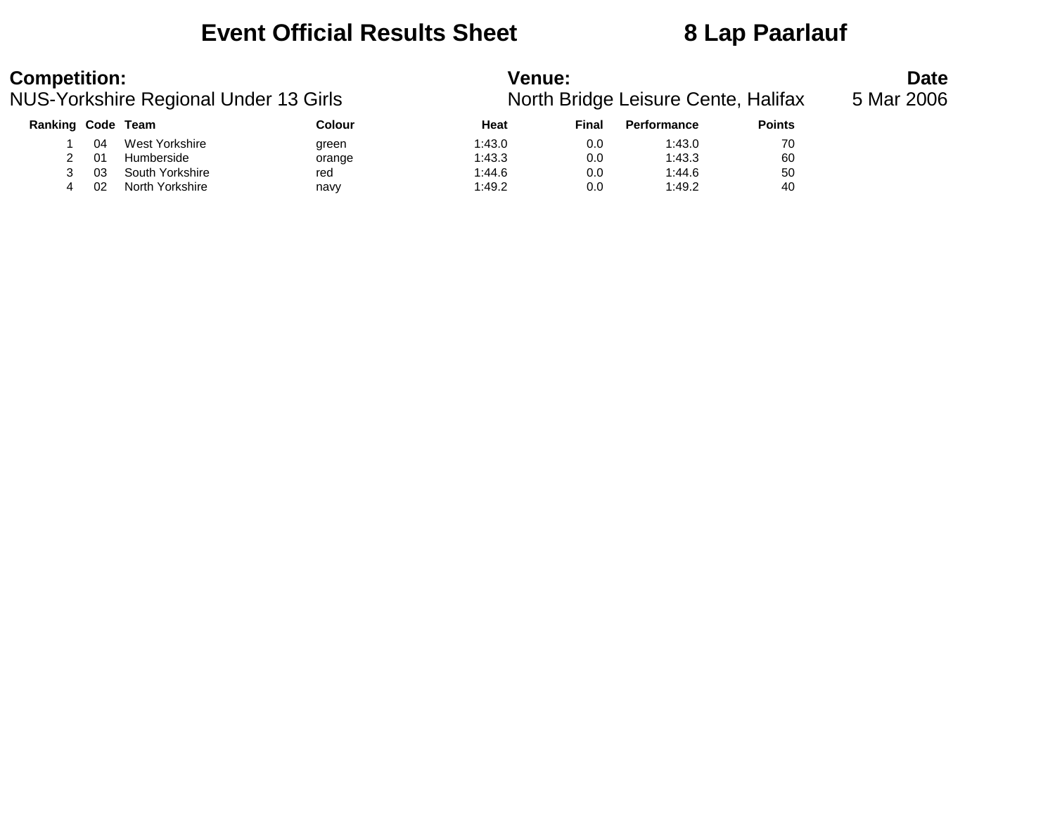# Event Official Results Sheet 8 Lap Paarlauf

**Competition:**
NUS-Yorkshire Regional Under 13 Girls

**Venue:**
North Bridge Leisure Cente, Halifax

**Date**
5 Mar 2006

| Ranking | Code | Team | Colour | Heat | Final | Performance | Points |
|---|---|---|---|---|---|---|---|
| 1 | 04 | West Yorkshire | green | 1:43.0 | 0.0 | 1:43.0 | 70 |
| 2 | 01 | Humberside | orange | 1:43.3 | 0.0 | 1:43.3 | 60 |
| 3 | 03 | South Yorkshire | red | 1:44.6 | 0.0 | 1:44.6 | 50 |
| 4 | 02 | North Yorkshire | navy | 1:49.2 | 0.0 | 1:49.2 | 40 |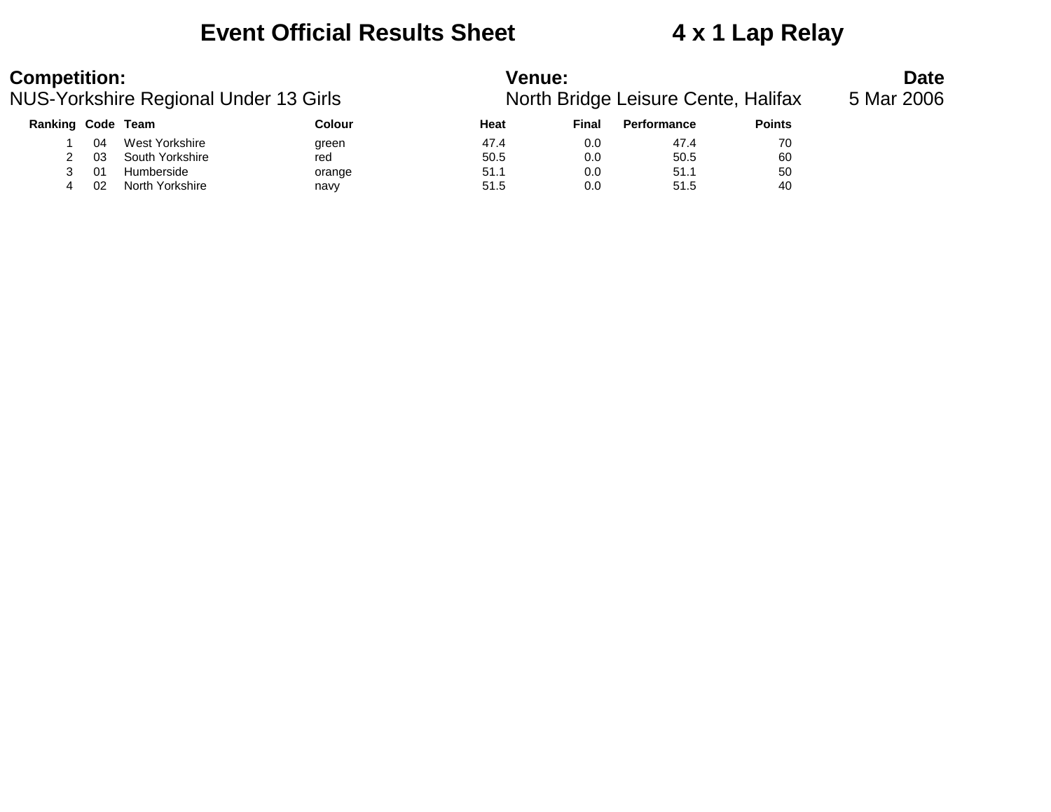# Event Official Results Sheet　　4 x 1 Lap Relay

**Competition:**
NUS-Yorkshire Regional Under 13 Girls

**Venue:**
North Bridge Leisure Cente, Halifax

**Date**
5 Mar 2006

| Ranking | Code | Team | Colour | Heat | Final | Performance | Points |
|---|---|---|---|---|---|---|---|
| 1 | 04 | West Yorkshire | green | 47.4 | 0.0 | 47.4 | 70 |
| 2 | 03 | South Yorkshire | red | 50.5 | 0.0 | 50.5 | 60 |
| 3 | 01 | Humberside | orange | 51.1 | 0.0 | 51.1 | 50 |
| 4 | 02 | North Yorkshire | navy | 51.5 | 0.0 | 51.5 | 40 |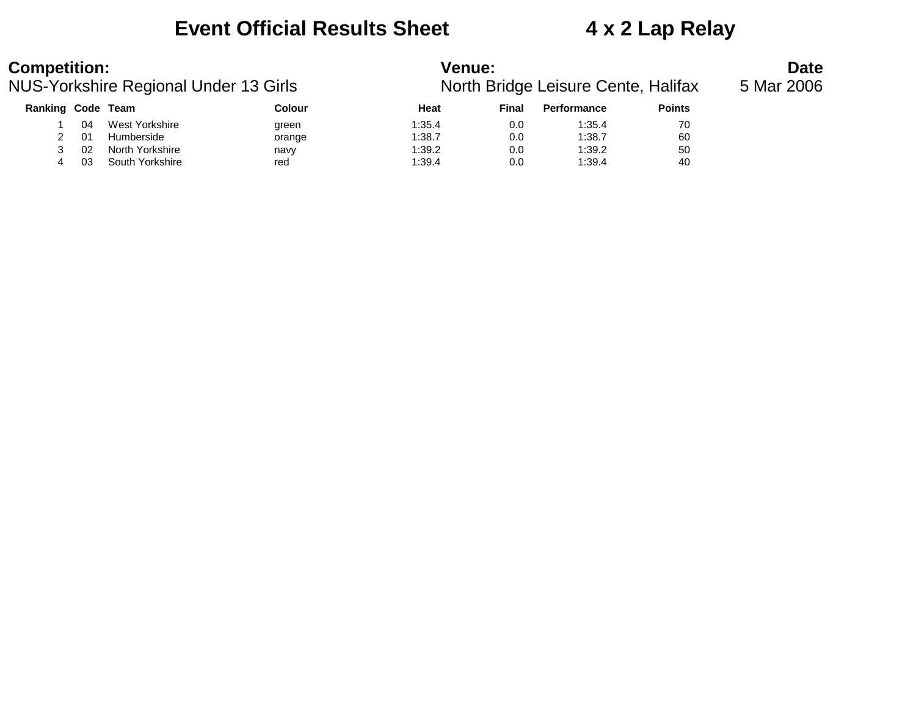# Event Official Results Sheet    4 x 2 Lap Relay

**Competition:**
NUS-Yorkshire Regional Under 13 Girls

**Venue:**
North Bridge Leisure Cente, Halifax

**Date**
5 Mar 2006

| Ranking | Code | Team | Colour | Heat | Final | Performance | Points |
|---|---|---|---|---|---|---|---|
| 1 | 04 | West Yorkshire | green | 1:35.4 | 0.0 | 1:35.4 | 70 |
| 2 | 01 | Humberside | orange | 1:38.7 | 0.0 | 1:38.7 | 60 |
| 3 | 02 | North Yorkshire | navy | 1:39.2 | 0.0 | 1:39.2 | 50 |
| 4 | 03 | South Yorkshire | red | 1:39.4 | 0.0 | 1:39.4 | 40 |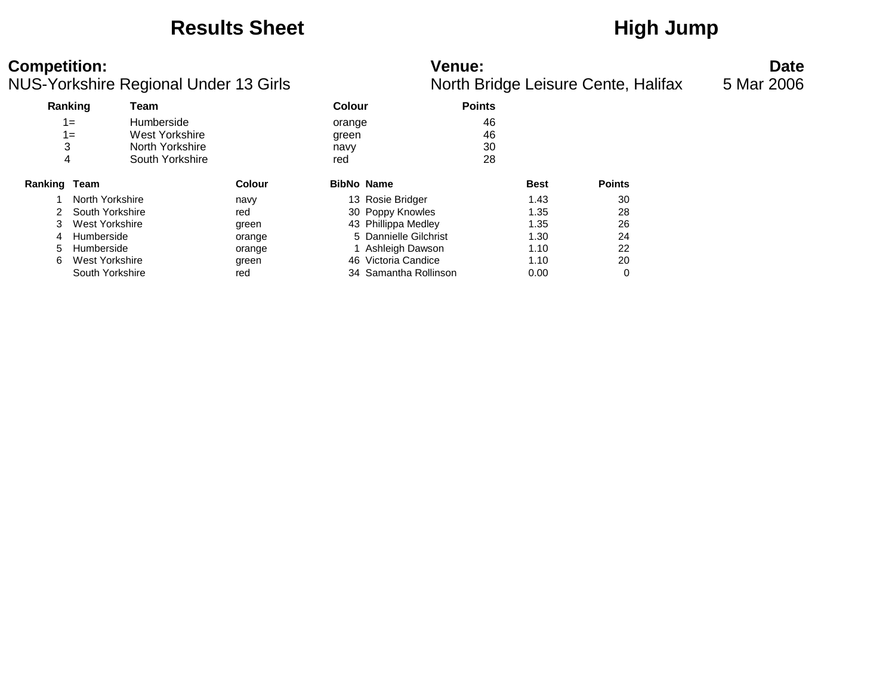# Results Sheet

# High Jump

**Competition:**
NUS-Yorkshire Regional Under 13 Girls

**Venue:**
North Bridge Leisure Cente, Halifax

**Date**
5 Mar 2006

| Ranking | Team | Colour | Points |
|---|---|---|---|
| 1= | Humberside | orange | 46 |
| 1= | West Yorkshire | green | 46 |
| 3 | North Yorkshire | navy | 30 |
| 4 | South Yorkshire | red | 28 |

| Ranking | Team | Colour | BibNo | Name | Best | Points |
|---|---|---|---|---|---|---|
| 1 | North Yorkshire | navy | 13 | Rosie Bridger | 1.43 | 30 |
| 2 | South Yorkshire | red | 30 | Poppy Knowles | 1.35 | 28 |
| 3 | West Yorkshire | green | 43 | Phillippa Medley | 1.35 | 26 |
| 4 | Humberside | orange | 5 | Dannielle Gilchrist | 1.30 | 24 |
| 5 | Humberside | orange | 1 | Ashleigh Dawson | 1.10 | 22 |
| 6 | West Yorkshire | green | 46 | Victoria Candice | 1.10 | 20 |
| | South Yorkshire | red | 34 | Samantha Rollinson | 0.00 | 0 |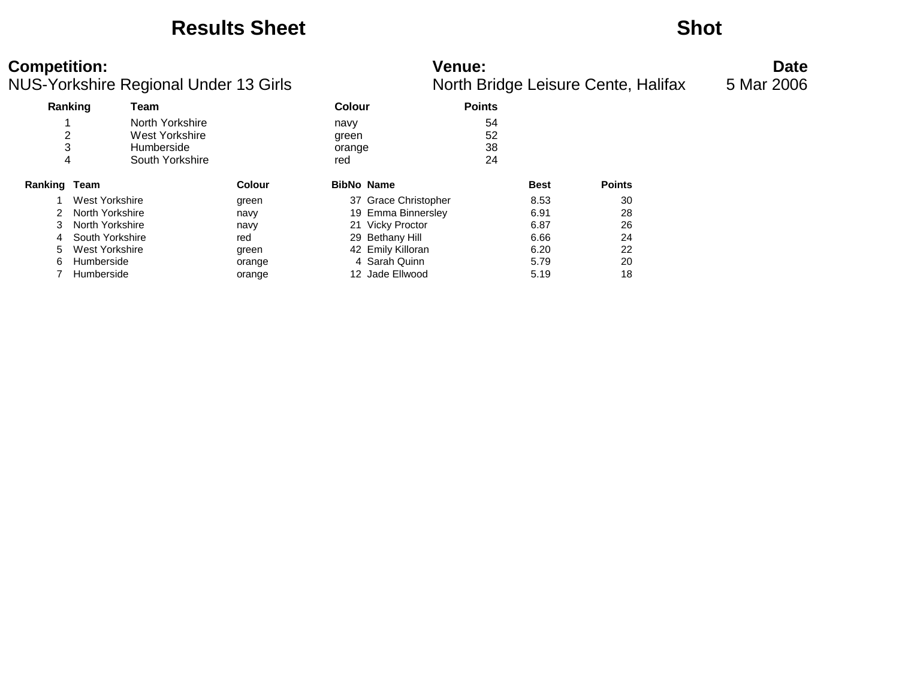# Results Sheet

# Shot

**Competition:**
NUS-Yorkshire Regional Under 13 Girls

**Venue:**
North Bridge Leisure Cente, Halifax

**Date**
5 Mar 2006

| Ranking | Team | Colour | Points |
|---|---|---|---|
| 1 | North Yorkshire | navy | 54 |
| 2 | West Yorkshire | green | 52 |
| 3 | Humberside | orange | 38 |
| 4 | South Yorkshire | red | 24 |

| Ranking | Team | Colour | BibNo | Name | Best | Points |
|---|---|---|---|---|---|---|
| 1 | West Yorkshire | green | 37 | Grace Christopher | 8.53 | 30 |
| 2 | North Yorkshire | navy | 19 | Emma Binnersley | 6.91 | 28 |
| 3 | North Yorkshire | navy | 21 | Vicky Proctor | 6.87 | 26 |
| 4 | South Yorkshire | red | 29 | Bethany Hill | 6.66 | 24 |
| 5 | West Yorkshire | green | 42 | Emily Killoran | 6.20 | 22 |
| 6 | Humberside | orange | 4 | Sarah Quinn | 5.79 | 20 |
| 7 | Humberside | orange | 12 | Jade Ellwood | 5.19 | 18 |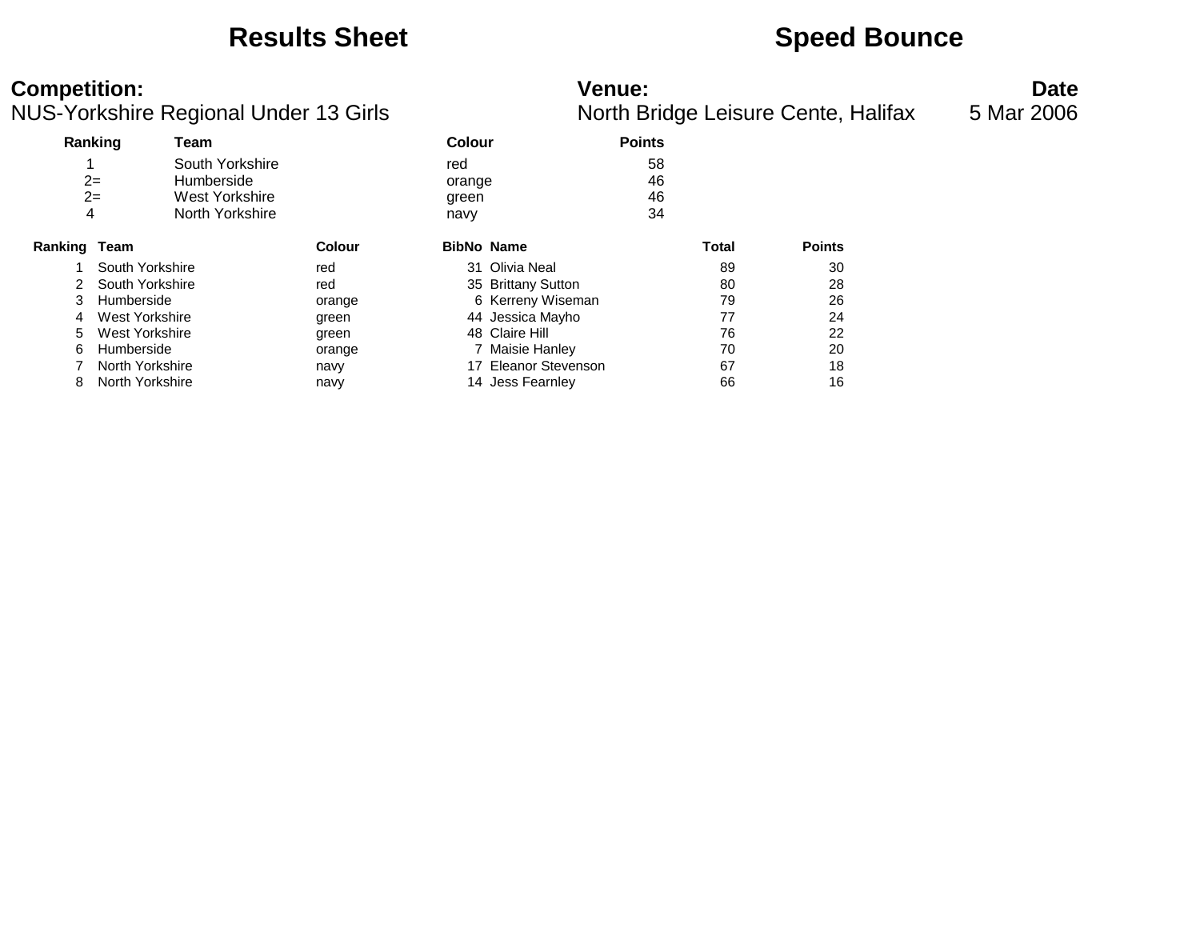# Results Sheet

# Speed Bounce

**Competition:**
NUS-Yorkshire Regional Under 13 Girls

**Venue:**
North Bridge Leisure Cente, Halifax

**Date**
5 Mar 2006

| Ranking | Team | Colour | Points |
|---|---|---|---|
| 1 | South Yorkshire | red | 58 |
| 2= | Humberside | orange | 46 |
| 2= | West Yorkshire | green | 46 |
| 4 | North Yorkshire | navy | 34 |

| Ranking | Team | Colour | BibNo | Name | Total | Points |
|---|---|---|---|---|---|---|
| 1 | South Yorkshire | red | 31 | Olivia Neal | 89 | 30 |
| 2 | South Yorkshire | red | 35 | Brittany Sutton | 80 | 28 |
| 3 | Humberside | orange | 6 | Kerreny Wiseman | 79 | 26 |
| 4 | West Yorkshire | green | 44 | Jessica Mayho | 77 | 24 |
| 5 | West Yorkshire | green | 48 | Claire Hill | 76 | 22 |
| 6 | Humberside | orange | 7 | Maisie Hanley | 70 | 20 |
| 7 | North Yorkshire | navy | 17 | Eleanor Stevenson | 67 | 18 |
| 8 | North Yorkshire | navy | 14 | Jess Fearnley | 66 | 16 |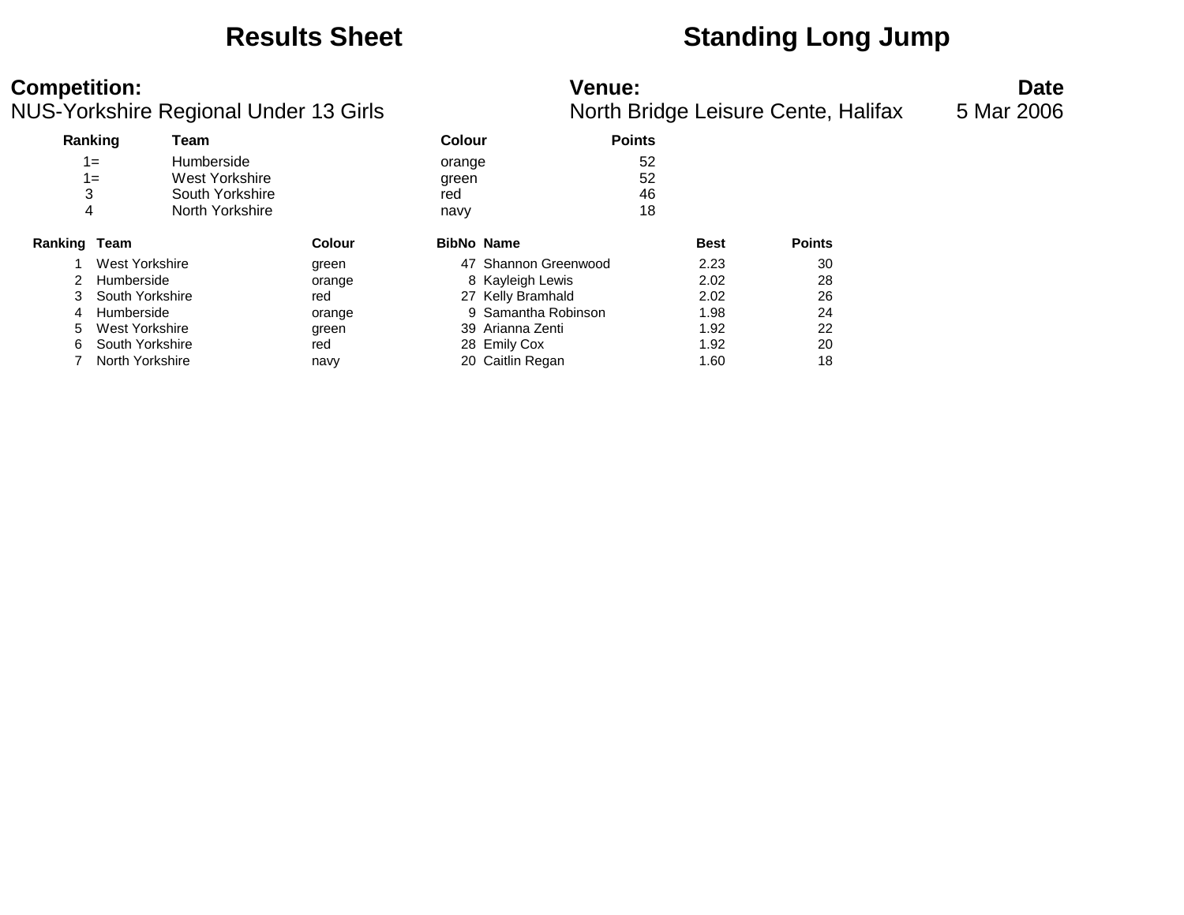# Results Sheet

# Standing Long Jump

**Competition:** NUS-Yorkshire Regional Under 13 Girls

**Venue:** North Bridge Leisure Cente, Halifax

**Date** 5 Mar 2006

| Ranking | Team | Colour | Points |
|---|---|---|---|
| 1= | Humberside | orange | 52 |
| 1= | West Yorkshire | green | 52 |
| 3 | South Yorkshire | red | 46 |
| 4 | North Yorkshire | navy | 18 |

| Ranking | Team | Colour | BibNo | Name | Best | Points |
|---|---|---|---|---|---|---|
| 1 | West Yorkshire | green | 47 | Shannon Greenwood | 2.23 | 30 |
| 2 | Humberside | orange | 8 | Kayleigh Lewis | 2.02 | 28 |
| 3 | South Yorkshire | red | 27 | Kelly Bramhald | 2.02 | 26 |
| 4 | Humberside | orange | 9 | Samantha Robinson | 1.98 | 24 |
| 5 | West Yorkshire | green | 39 | Arianna Zenti | 1.92 | 22 |
| 6 | South Yorkshire | red | 28 | Emily Cox | 1.92 | 20 |
| 7 | North Yorkshire | navy | 20 | Caitlin Regan | 1.60 | 18 |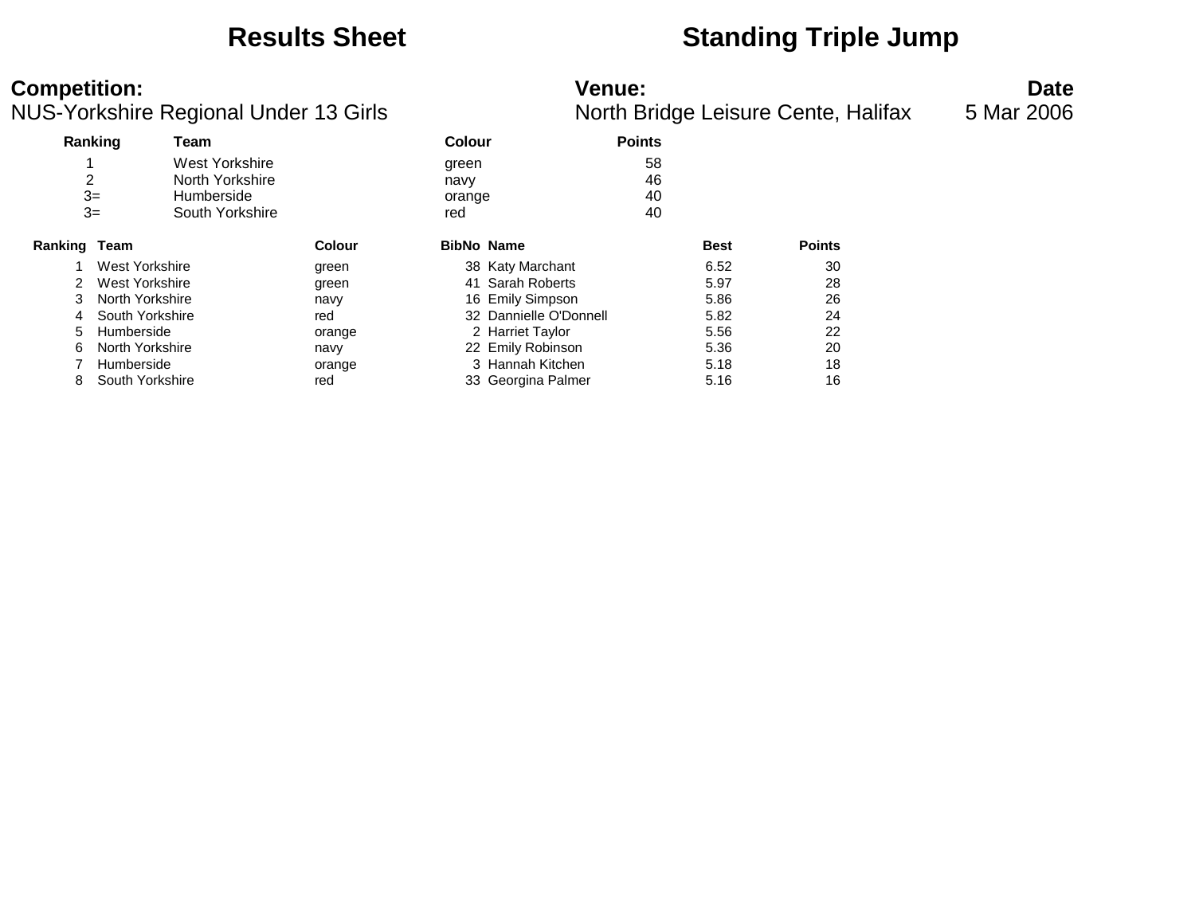# Results Sheet

# Standing Triple Jump

**Competition:**
NUS-Yorkshire Regional Under 13 Girls

**Venue:**
North Bridge Leisure Cente, Halifax

**Date**
5 Mar 2006

| Ranking | Team | Colour | Points |
|---|---|---|---|
| 1 | West Yorkshire | green | 58 |
| 2 | North Yorkshire | navy | 46 |
| 3= | Humberside | orange | 40 |
| 3= | South Yorkshire | red | 40 |

| Ranking | Team | Colour | BibNo | Name | Best | Points |
|---|---|---|---|---|---|---|
| 1 | West Yorkshire | green | 38 | Katy Marchant | 6.52 | 30 |
| 2 | West Yorkshire | green | 41 | Sarah Roberts | 5.97 | 28 |
| 3 | North Yorkshire | navy | 16 | Emily Simpson | 5.86 | 26 |
| 4 | South Yorkshire | red | 32 | Dannielle O'Donnell | 5.82 | 24 |
| 5 | Humberside | orange | 2 | Harriet Taylor | 5.56 | 22 |
| 6 | North Yorkshire | navy | 22 | Emily Robinson | 5.36 | 20 |
| 7 | Humberside | orange | 3 | Hannah Kitchen | 5.18 | 18 |
| 8 | South Yorkshire | red | 33 | Georgina Palmer | 5.16 | 16 |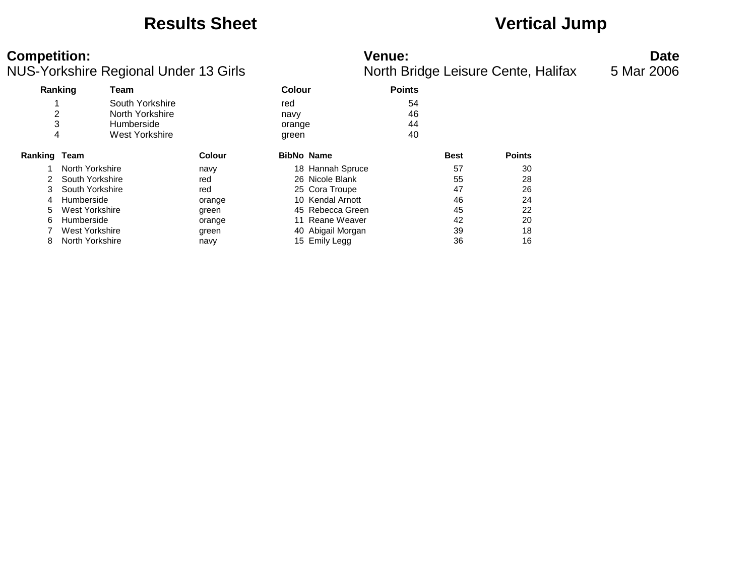# Results Sheet

# Vertical Jump

**Competition:**
NUS-Yorkshire Regional Under 13 Girls

**Venue:**
North Bridge Leisure Cente, Halifax

**Date**
5 Mar 2006

| Ranking | Team | Colour | Points |
|---|---|---|---|
| 1 | South Yorkshire | red | 54 |
| 2 | North Yorkshire | navy | 46 |
| 3 | Humberside | orange | 44 |
| 4 | West Yorkshire | green | 40 |

| Ranking | Team | Colour | BibNo | Name | Best | Points |
|---|---|---|---|---|---|---|
| 1 | North Yorkshire | navy | 18 | Hannah Spruce | 57 | 30 |
| 2 | South Yorkshire | red | 26 | Nicole Blank | 55 | 28 |
| 3 | South Yorkshire | red | 25 | Cora Troupe | 47 | 26 |
| 4 | Humberside | orange | 10 | Kendal Arnott | 46 | 24 |
| 5 | West Yorkshire | green | 45 | Rebecca Green | 45 | 22 |
| 6 | Humberside | orange | 11 | Reane Weaver | 42 | 20 |
| 7 | West Yorkshire | green | 40 | Abigail Morgan | 39 | 18 |
| 8 | North Yorkshire | navy | 15 | Emily Legg | 36 | 16 |